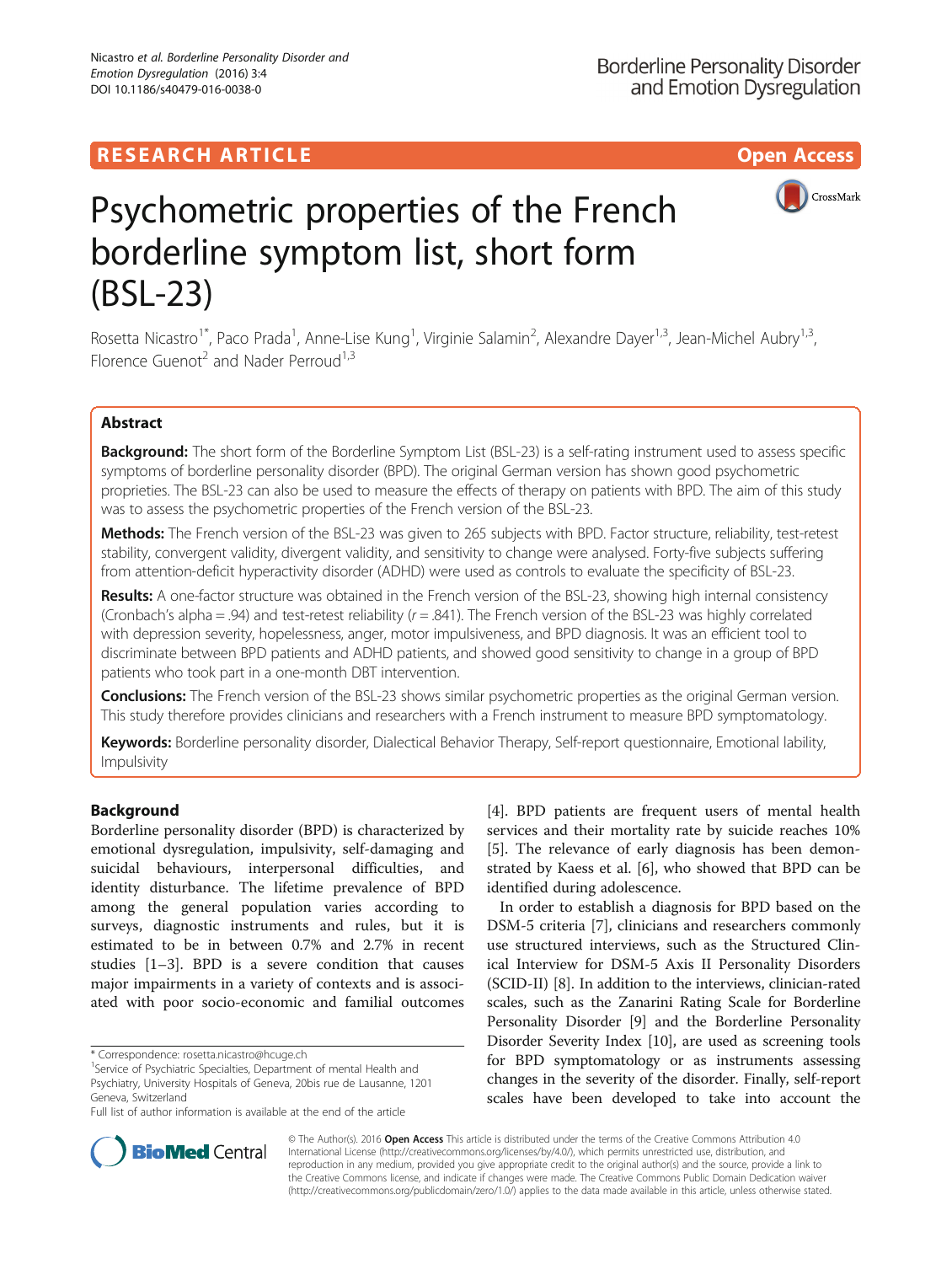RESEARCH ARTICLE

Open Access

# Psychometric properties of the French borderline symptom list, short form (BSL-23)

Rosetta Nicastro[1*], Paco Prada[1], Anne-Lise Kung[1], Virginie Salamin[2], Alexandre Dayer[1,3], Jean-Michel Aubry[1,3], Florence Guenot[2] and Nader Perroud[1,3]

## Abstract

**Background:** The short form of the Borderline Symptom List (BSL-23) is a self-rating instrument used to assess specific symptoms of borderline personality disorder (BPD). The original German version has shown good psychometric proprieties. The BSL-23 can also be used to measure the effects of therapy on patients with BPD. The aim of this study was to assess the psychometric properties of the French version of the BSL-23.

**Methods:** The French version of the BSL-23 was given to 265 subjects with BPD. Factor structure, reliability, test-retest stability, convergent validity, divergent validity, and sensitivity to change were analysed. Forty-five subjects suffering from attention-deficit hyperactivity disorder (ADHD) were used as controls to evaluate the specificity of BSL-23.

**Results:** A one-factor structure was obtained in the French version of the BSL-23, showing high internal consistency (Cronbach's alpha = .94) and test-retest reliability ($r$ = .841). The French version of the BSL-23 was highly correlated with depression severity, hopelessness, anger, motor impulsiveness, and BPD diagnosis. It was an efficient tool to discriminate between BPD patients and ADHD patients, and showed good sensitivity to change in a group of BPD patients who took part in a one-month DBT intervention.

**Conclusions:** The French version of the BSL-23 shows similar psychometric properties as the original German version. This study therefore provides clinicians and researchers with a French instrument to measure BPD symptomatology.

**Keywords:** Borderline personality disorder, Dialectical Behavior Therapy, Self-report questionnaire, Emotional lability, Impulsivity

## Background

Borderline personality disorder (BPD) is characterized by emotional dysregulation, impulsivity, self-damaging and suicidal behaviours, interpersonal difficulties, and identity disturbance. The lifetime prevalence of BPD among the general population varies according to surveys, diagnostic instruments and rules, but it is estimated to be in between 0.7% and 2.7% in recent studies [1–3]. BPD is a severe condition that causes major impairments in a variety of contexts and is associated with poor socio-economic and familial outcomes [4]. BPD patients are frequent users of mental health services and their mortality rate by suicide reaches 10% [5]. The relevance of early diagnosis has been demonstrated by Kaess et al. [6], who showed that BPD can be identified during adolescence.

In order to establish a diagnosis for BPD based on the DSM-5 criteria [7], clinicians and researchers commonly use structured interviews, such as the Structured Clinical Interview for DSM-5 Axis II Personality Disorders (SCID-II) [8]. In addition to the interviews, clinician-rated scales, such as the Zanarini Rating Scale for Borderline Personality Disorder [9] and the Borderline Personality Disorder Severity Index [10], are used as screening tools for BPD symptomatology or as instruments assessing changes in the severity of the disorder. Finally, self-report scales have been developed to take into account the

\* Correspondence: rosetta.nicastro@hcuge.ch
[1]Service of Psychiatric Specialties, Department of mental Health and Psychiatry, University Hospitals of Geneva, 20bis rue de Lausanne, 1201 Geneva, Switzerland
Full list of author information is available at the end of the article

© The Author(s). 2016 **Open Access** This article is distributed under the terms of the Creative Commons Attribution 4.0 International License (http://creativecommons.org/licenses/by/4.0/), which permits unrestricted use, distribution, and reproduction in any medium, provided you give appropriate credit to the original author(s) and the source, provide a link to the Creative Commons license, and indicate if changes were made. The Creative Commons Public Domain Dedication waiver (http://creativecommons.org/publicdomain/zero/1.0/) applies to the data made available in this article, unless otherwise stated.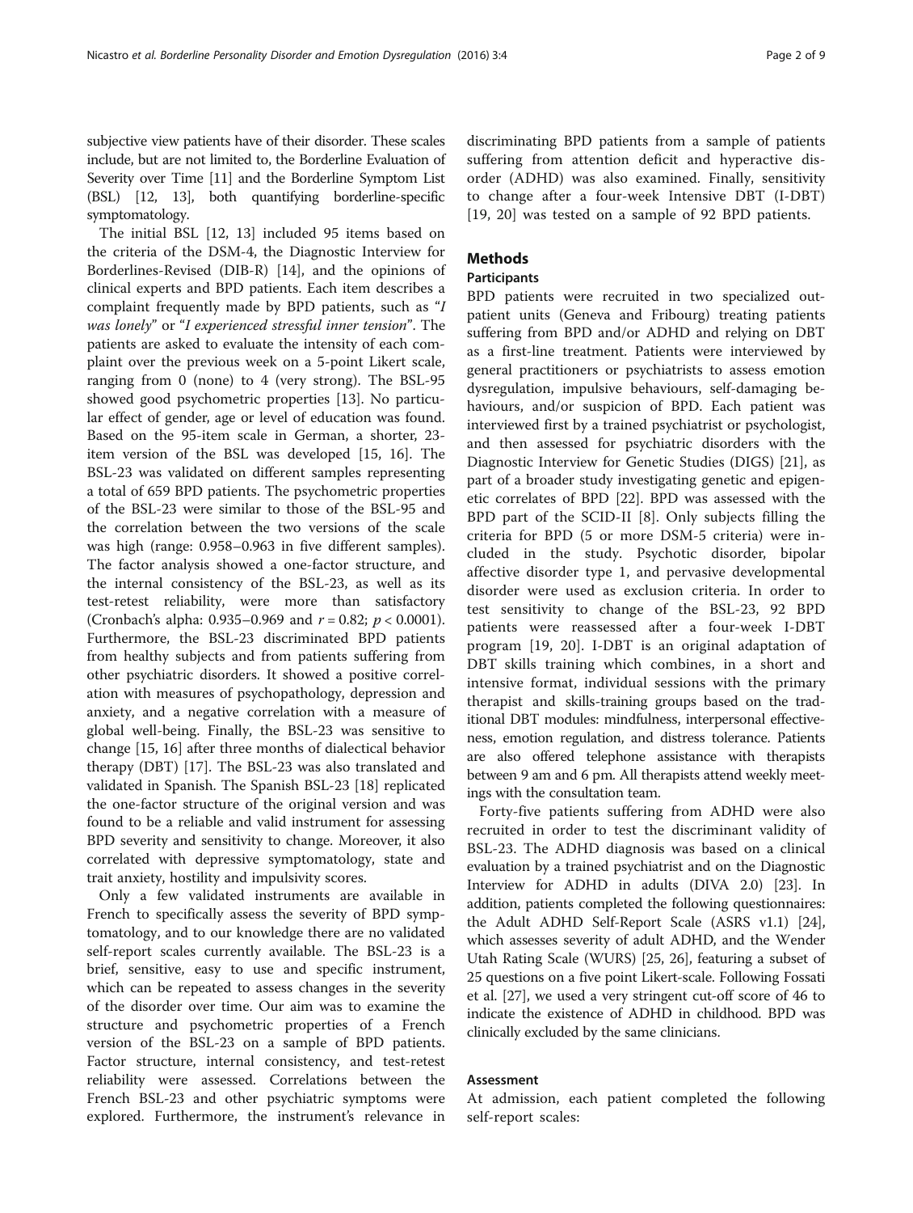subjective view patients have of their disorder. These scales include, but are not limited to, the Borderline Evaluation of Severity over Time [11] and the Borderline Symptom List (BSL) [12, 13], both quantifying borderline-specific symptomatology.

The initial BSL [12, 13] included 95 items based on the criteria of the DSM-4, the Diagnostic Interview for Borderlines-Revised (DIB-R) [14], and the opinions of clinical experts and BPD patients. Each item describes a complaint frequently made by BPD patients, such as "*I was lonely*" or "*I experienced stressful inner tension*". The patients are asked to evaluate the intensity of each complaint over the previous week on a 5-point Likert scale, ranging from 0 (none) to 4 (very strong). The BSL-95 showed good psychometric properties [13]. No particular effect of gender, age or level of education was found. Based on the 95-item scale in German, a shorter, 23-item version of the BSL was developed [15, 16]. The BSL-23 was validated on different samples representing a total of 659 BPD patients. The psychometric properties of the BSL-23 were similar to those of the BSL-95 and the correlation between the two versions of the scale was high (range: 0.958–0.963 in five different samples). The factor analysis showed a one-factor structure, and the internal consistency of the BSL-23, as well as its test-retest reliability, were more than satisfactory (Cronbach's alpha: 0.935–0.969 and $r = 0.82$; $p < 0.0001$). Furthermore, the BSL-23 discriminated BPD patients from healthy subjects and from patients suffering from other psychiatric disorders. It showed a positive correlation with measures of psychopathology, depression and anxiety, and a negative correlation with a measure of global well-being. Finally, the BSL-23 was sensitive to change [15, 16] after three months of dialectical behavior therapy (DBT) [17]. The BSL-23 was also translated and validated in Spanish. The Spanish BSL-23 [18] replicated the one-factor structure of the original version and was found to be a reliable and valid instrument for assessing BPD severity and sensitivity to change. Moreover, it also correlated with depressive symptomatology, state and trait anxiety, hostility and impulsivity scores.

Only a few validated instruments are available in French to specifically assess the severity of BPD symptomatology, and to our knowledge there are no validated self-report scales currently available. The BSL-23 is a brief, sensitive, easy to use and specific instrument, which can be repeated to assess changes in the severity of the disorder over time. Our aim was to examine the structure and psychometric properties of a French version of the BSL-23 on a sample of BPD patients. Factor structure, internal consistency, and test-retest reliability were assessed. Correlations between the French BSL-23 and other psychiatric symptoms were explored. Furthermore, the instrument's relevance in discriminating BPD patients from a sample of patients suffering from attention deficit and hyperactive disorder (ADHD) was also examined. Finally, sensitivity to change after a four-week Intensive DBT (I-DBT) [19, 20] was tested on a sample of 92 BPD patients.

## Methods

### Participants

BPD patients were recruited in two specialized outpatient units (Geneva and Fribourg) treating patients suffering from BPD and/or ADHD and relying on DBT as a first-line treatment. Patients were interviewed by general practitioners or psychiatrists to assess emotion dysregulation, impulsive behaviours, self-damaging behaviours, and/or suspicion of BPD. Each patient was interviewed first by a trained psychiatrist or psychologist, and then assessed for psychiatric disorders with the Diagnostic Interview for Genetic Studies (DIGS) [21], as part of a broader study investigating genetic and epigenetic correlates of BPD [22]. BPD was assessed with the BPD part of the SCID-II [8]. Only subjects filling the criteria for BPD (5 or more DSM-5 criteria) were included in the study. Psychotic disorder, bipolar affective disorder type 1, and pervasive developmental disorder were used as exclusion criteria. In order to test sensitivity to change of the BSL-23, 92 BPD patients were reassessed after a four-week I-DBT program [19, 20]. I-DBT is an original adaptation of DBT skills training which combines, in a short and intensive format, individual sessions with the primary therapist and skills-training groups based on the traditional DBT modules: mindfulness, interpersonal effectiveness, emotion regulation, and distress tolerance. Patients are also offered telephone assistance with therapists between 9 am and 6 pm. All therapists attend weekly meetings with the consultation team.

Forty-five patients suffering from ADHD were also recruited in order to test the discriminant validity of BSL-23. The ADHD diagnosis was based on a clinical evaluation by a trained psychiatrist and on the Diagnostic Interview for ADHD in adults (DIVA 2.0) [23]. In addition, patients completed the following questionnaires: the Adult ADHD Self-Report Scale (ASRS v1.1) [24], which assesses severity of adult ADHD, and the Wender Utah Rating Scale (WURS) [25, 26], featuring a subset of 25 questions on a five point Likert-scale. Following Fossati et al. [27], we used a very stringent cut-off score of 46 to indicate the existence of ADHD in childhood. BPD was clinically excluded by the same clinicians.

### Assessment

At admission, each patient completed the following self-report scales: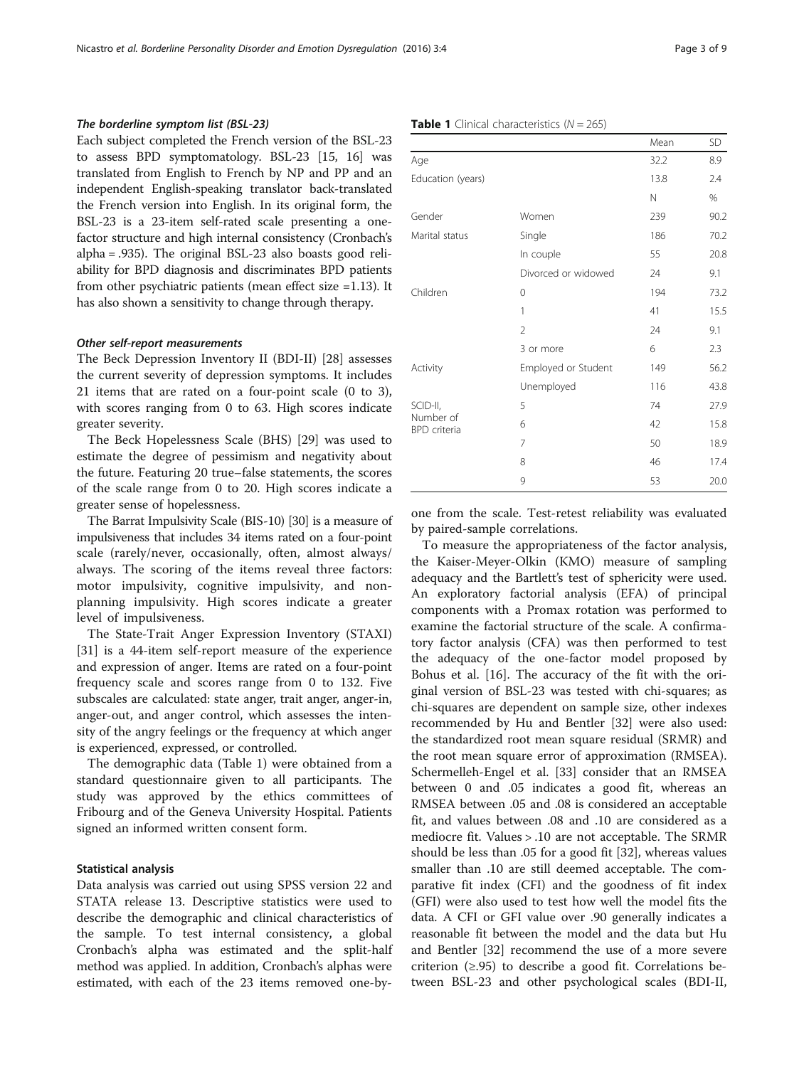#### The borderline symptom list (BSL-23)

Each subject completed the French version of the BSL-23 to assess BPD symptomatology. BSL-23 [15, 16] was translated from English to French by NP and PP and an independent English-speaking translator back-translated the French version into English. In its original form, the BSL-23 is a 23-item self-rated scale presenting a one-factor structure and high internal consistency (Cronbach's alpha = .935). The original BSL-23 also boasts good reliability for BPD diagnosis and discriminates BPD patients from other psychiatric patients (mean effect size =1.13). It has also shown a sensitivity to change through therapy.

#### Other self-report measurements

The Beck Depression Inventory II (BDI-II) [28] assesses the current severity of depression symptoms. It includes 21 items that are rated on a four-point scale (0 to 3), with scores ranging from 0 to 63. High scores indicate greater severity.

The Beck Hopelessness Scale (BHS) [29] was used to estimate the degree of pessimism and negativity about the future. Featuring 20 true–false statements, the scores of the scale range from 0 to 20. High scores indicate a greater sense of hopelessness.

The Barrat Impulsivity Scale (BIS-10) [30] is a measure of impulsiveness that includes 34 items rated on a four-point scale (rarely/never, occasionally, often, almost always/always. The scoring of the items reveal three factors: motor impulsivity, cognitive impulsivity, and non-planning impulsivity. High scores indicate a greater level of impulsiveness.

The State-Trait Anger Expression Inventory (STAXI) [31] is a 44-item self-report measure of the experience and expression of anger. Items are rated on a four-point frequency scale and scores range from 0 to 132. Five subscales are calculated: state anger, trait anger, anger-in, anger-out, and anger control, which assesses the intensity of the angry feelings or the frequency at which anger is experienced, expressed, or controlled.

The demographic data (Table 1) were obtained from a standard questionnaire given to all participants. The study was approved by the ethics committees of Fribourg and of the Geneva University Hospital. Patients signed an informed written consent form.

**Table 1** Clinical characteristics ($N = 265$)

| | | Mean | SD |
|---|---|---|---|
| Age | | 32.2 | 8.9 |
| Education (years) | | 13.8 | 2.4 |
| | | N | % |
| Gender | Women | 239 | 90.2 |
| Marital status | Single | 186 | 70.2 |
| | In couple | 55 | 20.8 |
| | Divorced or widowed | 24 | 9.1 |
| Children | 0 | 194 | 73.2 |
| | 1 | 41 | 15.5 |
| | 2 | 24 | 9.1 |
| | 3 or more | 6 | 2.3 |
| Activity | Employed or Student | 149 | 56.2 |
| | Unemployed | 116 | 43.8 |
| SCID-II, Number of BPD criteria | 5 | 74 | 27.9 |
| | 6 | 42 | 15.8 |
| | 7 | 50 | 18.9 |
| | 8 | 46 | 17.4 |
| | 9 | 53 | 20.0 |

### Statistical analysis

Data analysis was carried out using SPSS version 22 and STATA release 13. Descriptive statistics were used to describe the demographic and clinical characteristics of the sample. To test internal consistency, a global Cronbach's alpha was estimated and the split-half method was applied. In addition, Cronbach's alphas were estimated, with each of the 23 items removed one-by-one from the scale. Test-retest reliability was evaluated by paired-sample correlations.

To measure the appropriateness of the factor analysis, the Kaiser-Meyer-Olkin (KMO) measure of sampling adequacy and the Bartlett's test of sphericity were used. An exploratory factorial analysis (EFA) of principal components with a Promax rotation was performed to examine the factorial structure of the scale. A confirmatory factor analysis (CFA) was then performed to test the adequacy of the one-factor model proposed by Bohus et al. [16]. The accuracy of the fit with the original version of BSL-23 was tested with chi-squares; as chi-squares are dependent on sample size, other indexes recommended by Hu and Bentler [32] were also used: the standardized root mean square residual (SRMR) and the root mean square error of approximation (RMSEA). Schermelleh-Engel et al. [33] consider that an RMSEA between 0 and .05 indicates a good fit, whereas an RMSEA between .05 and .08 is considered an acceptable fit, and values between .08 and .10 are considered as a mediocre fit. Values > .10 are not acceptable. The SRMR should be less than .05 for a good fit [32], whereas values smaller than .10 are still deemed acceptable. The comparative fit index (CFI) and the goodness of fit index (GFI) were also used to test how well the model fits the data. A CFI or GFI value over .90 generally indicates a reasonable fit between the model and the data but Hu and Bentler [32] recommend the use of a more severe criterion (≥.95) to describe a good fit. Correlations between BSL-23 and other psychological scales (BDI-II,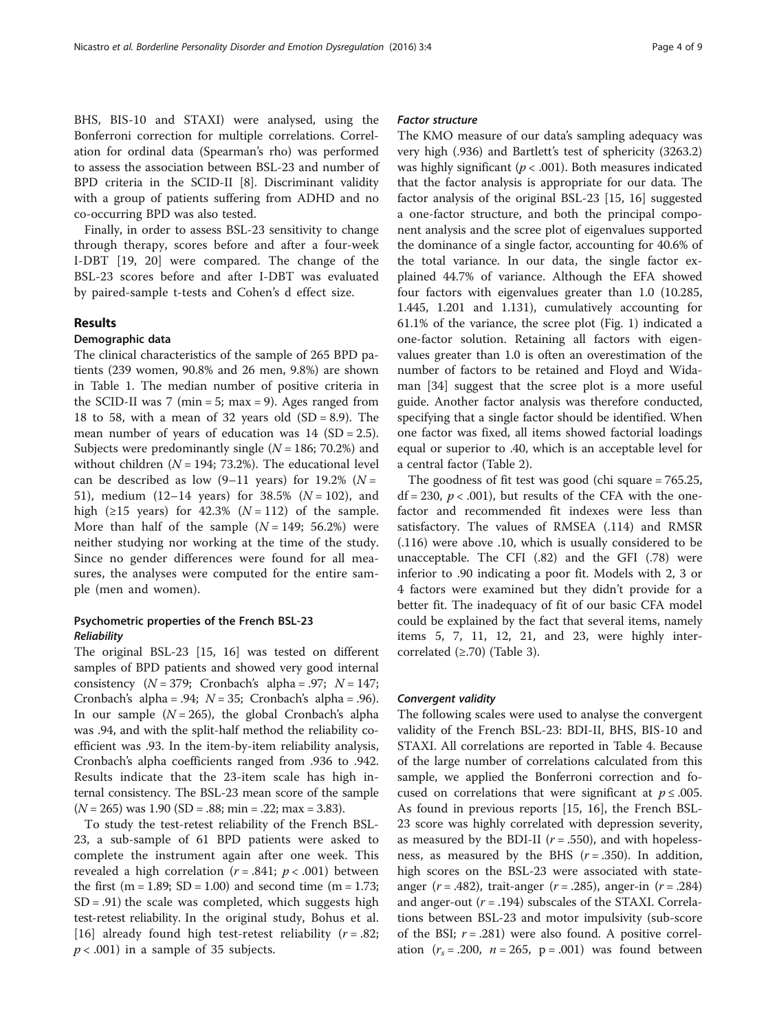BHS, BIS-10 and STAXI) were analysed, using the Bonferroni correction for multiple correlations. Correlation for ordinal data (Spearman's rho) was performed to assess the association between BSL-23 and number of BPD criteria in the SCID-II [8]. Discriminant validity with a group of patients suffering from ADHD and no co-occurring BPD was also tested.

Finally, in order to assess BSL-23 sensitivity to change through therapy, scores before and after a four-week I-DBT [19, 20] were compared. The change of the BSL-23 scores before and after I-DBT was evaluated by paired-sample t-tests and Cohen's d effect size.

## Results

### Demographic data

The clinical characteristics of the sample of 265 BPD patients (239 women, 90.8% and 26 men, 9.8%) are shown in Table 1. The median number of positive criteria in the SCID-II was 7 (min = 5; max = 9). Ages ranged from 18 to 58, with a mean of 32 years old (SD = 8.9). The mean number of years of education was 14 (SD = 2.5). Subjects were predominantly single ($N = 186$; 70.2%) and without children ($N = 194$; 73.2%). The educational level can be described as low (9–11 years) for 19.2% ($N = 51$), medium (12–14 years) for 38.5% ($N = 102$), and high (≥15 years) for 42.3% ($N = 112$) of the sample. More than half of the sample ($N = 149$; 56.2%) were neither studying nor working at the time of the study. Since no gender differences were found for all measures, the analyses were computed for the entire sample (men and women).

### Psychometric properties of the French BSL-23

#### *Reliability*

The original BSL-23 [15, 16] was tested on different samples of BPD patients and showed very good internal consistency ($N = 379$; Cronbach's alpha = .97; $N = 147$; Cronbach's alpha = .94; $N = 35$; Cronbach's alpha = .96). In our sample ($N = 265$), the global Cronbach's alpha was .94, and with the split-half method the reliability coefficient was .93. In the item-by-item reliability analysis, Cronbach's alpha coefficients ranged from .936 to .942. Results indicate that the 23-item scale has high internal consistency. The BSL-23 mean score of the sample ($N = 265$) was 1.90 (SD = .88; min = .22; max = 3.83).

To study the test-retest reliability of the French BSL-23, a sub-sample of 61 BPD patients were asked to complete the instrument again after one week. This revealed a high correlation ($r = .841$; $p < .001$) between the first (m = 1.89; SD = 1.00) and second time (m = 1.73; SD = .91) the scale was completed, which suggests high test-retest reliability. In the original study, Bohus et al. [16] already found high test-retest reliability ($r = .82$; $p < .001$) in a sample of 35 subjects.

#### *Factor structure*

The KMO measure of our data's sampling adequacy was very high (.936) and Bartlett's test of sphericity (3263.2) was highly significant ($p < .001$). Both measures indicated that the factor analysis is appropriate for our data. The factor analysis of the original BSL-23 [15, 16] suggested a one-factor structure, and both the principal component analysis and the scree plot of eigenvalues supported the dominance of a single factor, accounting for 40.6% of the total variance. In our data, the single factor explained 44.7% of variance. Although the EFA showed four factors with eigenvalues greater than 1.0 (10.285, 1.445, 1.201 and 1.131), cumulatively accounting for 61.1% of the variance, the scree plot (Fig. 1) indicated a one-factor solution. Retaining all factors with eigenvalues greater than 1.0 is often an overestimation of the number of factors to be retained and Floyd and Widaman [34] suggest that the scree plot is a more useful guide. Another factor analysis was therefore conducted, specifying that a single factor should be identified. When one factor was fixed, all items showed factorial loadings equal or superior to .40, which is an acceptable level for a central factor (Table 2).

The goodness of fit test was good (chi square = 765.25, df = 230, $p < .001$), but results of the CFA with the one-factor and recommended fit indexes were less than satisfactory. The values of RMSEA (.114) and RMSR (.116) were above .10, which is usually considered to be unacceptable. The CFI (.82) and the GFI (.78) were inferior to .90 indicating a poor fit. Models with 2, 3 or 4 factors were examined but they didn't provide for a better fit. The inadequacy of fit of our basic CFA model could be explained by the fact that several items, namely items 5, 7, 11, 12, 21, and 23, were highly intercorrelated (≥.70) (Table 3).

#### *Convergent validity*

The following scales were used to analyse the convergent validity of the French BSL-23: BDI-II, BHS, BIS-10 and STAXI. All correlations are reported in Table 4. Because of the large number of correlations calculated from this sample, we applied the Bonferroni correction and focused on correlations that were significant at $p \leq .005$. As found in previous reports [15, 16], the French BSL-23 score was highly correlated with depression severity, as measured by the BDI-II ($r = .550$), and with hopelessness, as measured by the BHS ($r = .350$). In addition, high scores on the BSL-23 were associated with state-anger ($r = .482$), trait-anger ($r = .285$), anger-in ($r = .284$) and anger-out ($r = .194$) subscales of the STAXI. Correlations between BSL-23 and motor impulsivity (sub-score of the BSI; $r = .281$) were also found. A positive correlation ($r_s = .200$, $n = 265$, p = .001) was found between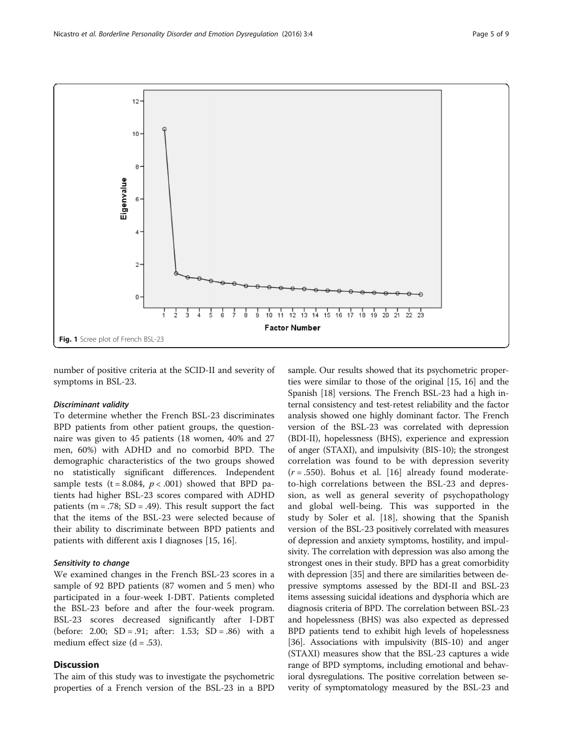Fig. 1 Scree plot of French BSL-23

number of positive criteria at the SCID-II and severity of symptoms in BSL-23.

#### *Discriminant validity*

To determine whether the French BSL-23 discriminates BPD patients from other patient groups, the questionnaire was given to 45 patients (18 women, 40% and 27 men, 60%) with ADHD and no comorbid BPD. The demographic characteristics of the two groups showed no statistically significant differences. Independent sample tests ($t = 8.084$, $p < .001$) showed that BPD patients had higher BSL-23 scores compared with ADHD patients ($m = .78$; $SD = .49$). This result support the fact that the items of the BSL-23 were selected because of their ability to discriminate between BPD patients and patients with different axis I diagnoses [15, 16].

#### *Sensitivity to change*

We examined changes in the French BSL-23 scores in a sample of 92 BPD patients (87 women and 5 men) who participated in a four-week I-DBT. Patients completed the BSL-23 before and after the four-week program. BSL-23 scores decreased significantly after I-DBT (before: 2.00; $SD = .91$; after: 1.53; $SD = .86$) with a medium effect size ($d = .53$).

## Discussion

The aim of this study was to investigate the psychometric properties of a French version of the BSL-23 in a BPD sample. Our results showed that its psychometric properties were similar to those of the original [15, 16] and the Spanish [18] versions. The French BSL-23 had a high internal consistency and test-retest reliability and the factor analysis showed one highly dominant factor. The French version of the BSL-23 was correlated with depression (BDI-II), hopelessness (BHS), experience and expression of anger (STAXI), and impulsivity (BIS-10); the strongest correlation was found to be with depression severity ($r = .550$). Bohus et al. [16] already found moderate-to-high correlations between the BSL-23 and depression, as well as general severity of psychopathology and global well-being. This was supported in the study by Soler et al. [18], showing that the Spanish version of the BSL-23 positively correlated with measures of depression and anxiety symptoms, hostility, and impulsivity. The correlation with depression was also among the strongest ones in their study. BPD has a great comorbidity with depression [35] and there are similarities between depressive symptoms assessed by the BDI-II and BSL-23 items assessing suicidal ideations and dysphoria which are diagnosis criteria of BPD. The correlation between BSL-23 and hopelessness (BHS) was also expected as depressed BPD patients tend to exhibit high levels of hopelessness [36]. Associations with impulsivity (BIS-10) and anger (STAXI) measures show that the BSL-23 captures a wide range of BPD symptoms, including emotional and behavioral dysregulations. The positive correlation between severity of symptomatology measured by the BSL-23 and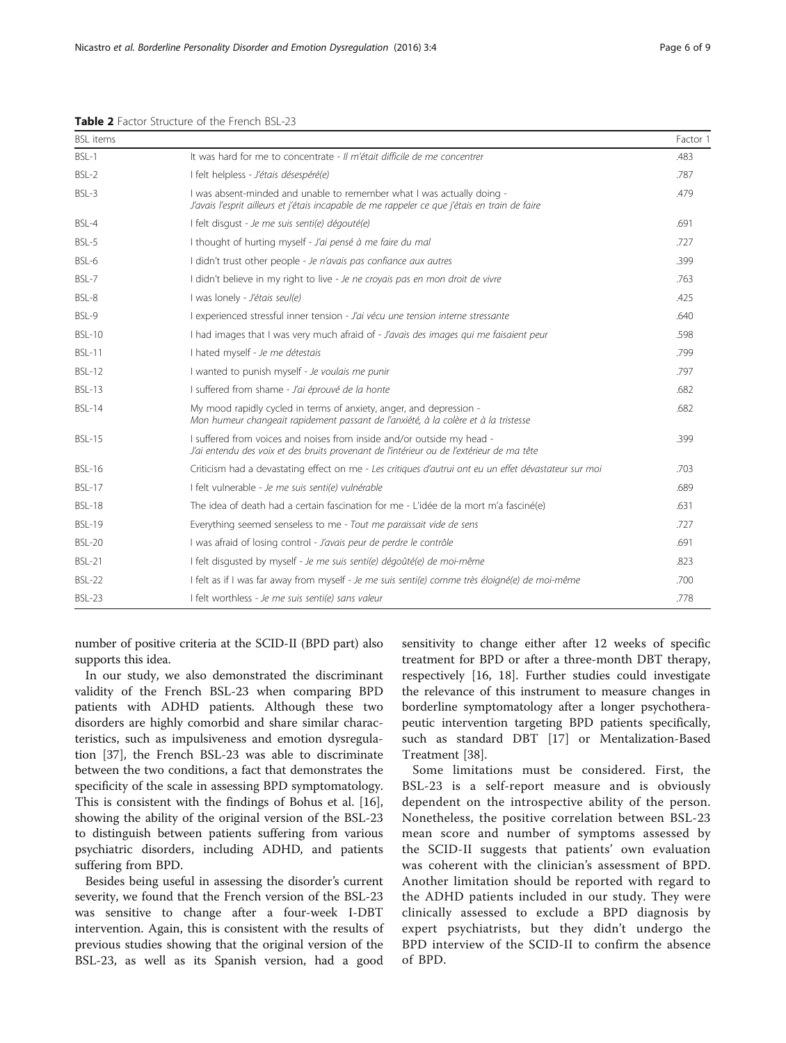**Table 2** Factor Structure of the French BSL-23

| BSL items | | Factor 1 |
|---|---|---|
| BSL-1 | It was hard for me to concentrate - *Il m'était difficile de me concentrer* | .483 |
| BSL-2 | I felt helpless - *J'étais désespéré(e)* | .787 |
| BSL-3 | I was absent-minded and unable to remember what I was actually doing - *J'avais l'esprit ailleurs et j'étais incapable de me rappeler ce que j'étais en train de faire* | .479 |
| BSL-4 | I felt disgust - *Je me suis senti(e) dégoûté(e)* | .691 |
| BSL-5 | I thought of hurting myself - *J'ai pensé à me faire du mal* | .727 |
| BSL-6 | I didn't trust other people - *Je n'avais pas confiance aux autres* | .399 |
| BSL-7 | I didn't believe in my right to live - *Je ne croyais pas en mon droit de vivre* | .763 |
| BSL-8 | I was lonely - *J'étais seul(e)* | .425 |
| BSL-9 | I experienced stressful inner tension - *J'ai vécu une tension interne stressante* | .640 |
| BSL-10 | I had images that I was very much afraid of - *J'avais des images qui me faisaient peur* | .598 |
| BSL-11 | I hated myself - *Je me détestais* | .799 |
| BSL-12 | I wanted to punish myself - *Je voulais me punir* | .797 |
| BSL-13 | I suffered from shame - *J'ai éprouvé de la honte* | .682 |
| BSL-14 | My mood rapidly cycled in terms of anxiety, anger, and depression - *Mon humeur changeait rapidement passant de l'anxiété, à la colère et à la tristesse* | .682 |
| BSL-15 | I suffered from voices and noises from inside and/or outside my head - *J'ai entendu des voix et des bruits provenant de l'intérieur ou de l'extérieur de ma tête* | .399 |
| BSL-16 | Criticism had a devastating effect on me - *Les critiques d'autrui ont eu un effet dévastateur sur moi* | .703 |
| BSL-17 | I felt vulnerable - *Je me suis senti(e) vulnérable* | .689 |
| BSL-18 | The idea of death had a certain fascination for me - L'idée de la mort m'a fasciné(e) | .631 |
| BSL-19 | Everything seemed senseless to me - *Tout me paraissait vide de sens* | .727 |
| BSL-20 | I was afraid of losing control - *J'avais peur de perdre le contrôle* | .691 |
| BSL-21 | I felt disgusted by myself - *Je me suis senti(e) dégoûté(e) de moi-même* | .823 |
| BSL-22 | I felt as if I was far away from myself - *Je me suis senti(e) comme très éloigné(e) de moi-même* | .700 |
| BSL-23 | I felt worthless - *Je me suis senti(e) sans valeur* | .778 |

number of positive criteria at the SCID-II (BPD part) also supports this idea.

In our study, we also demonstrated the discriminant validity of the French BSL-23 when comparing BPD patients with ADHD patients. Although these two disorders are highly comorbid and share similar characteristics, such as impulsiveness and emotion dysregulation [37], the French BSL-23 was able to discriminate between the two conditions, a fact that demonstrates the specificity of the scale in assessing BPD symptomatology. This is consistent with the findings of Bohus et al. [16], showing the ability of the original version of the BSL-23 to distinguish between patients suffering from various psychiatric disorders, including ADHD, and patients suffering from BPD.

Besides being useful in assessing the disorder's current severity, we found that the French version of the BSL-23 was sensitive to change after a four-week I-DBT intervention. Again, this is consistent with the results of previous studies showing that the original version of the BSL-23, as well as its Spanish version, had a good sensitivity to change either after 12 weeks of specific treatment for BPD or after a three-month DBT therapy, respectively [16, 18]. Further studies could investigate the relevance of this instrument to measure changes in borderline symptomatology after a longer psychotherapeutic intervention targeting BPD patients specifically, such as standard DBT [17] or Mentalization-Based Treatment [38].

Some limitations must be considered. First, the BSL-23 is a self-report measure and is obviously dependent on the introspective ability of the person. Nonetheless, the positive correlation between BSL-23 mean score and number of symptoms assessed by the SCID-II suggests that patients' own evaluation was coherent with the clinician's assessment of BPD. Another limitation should be reported with regard to the ADHD patients included in our study. They were clinically assessed to exclude a BPD diagnosis by expert psychiatrists, but they didn't undergo the BPD interview of the SCID-II to confirm the absence of BPD.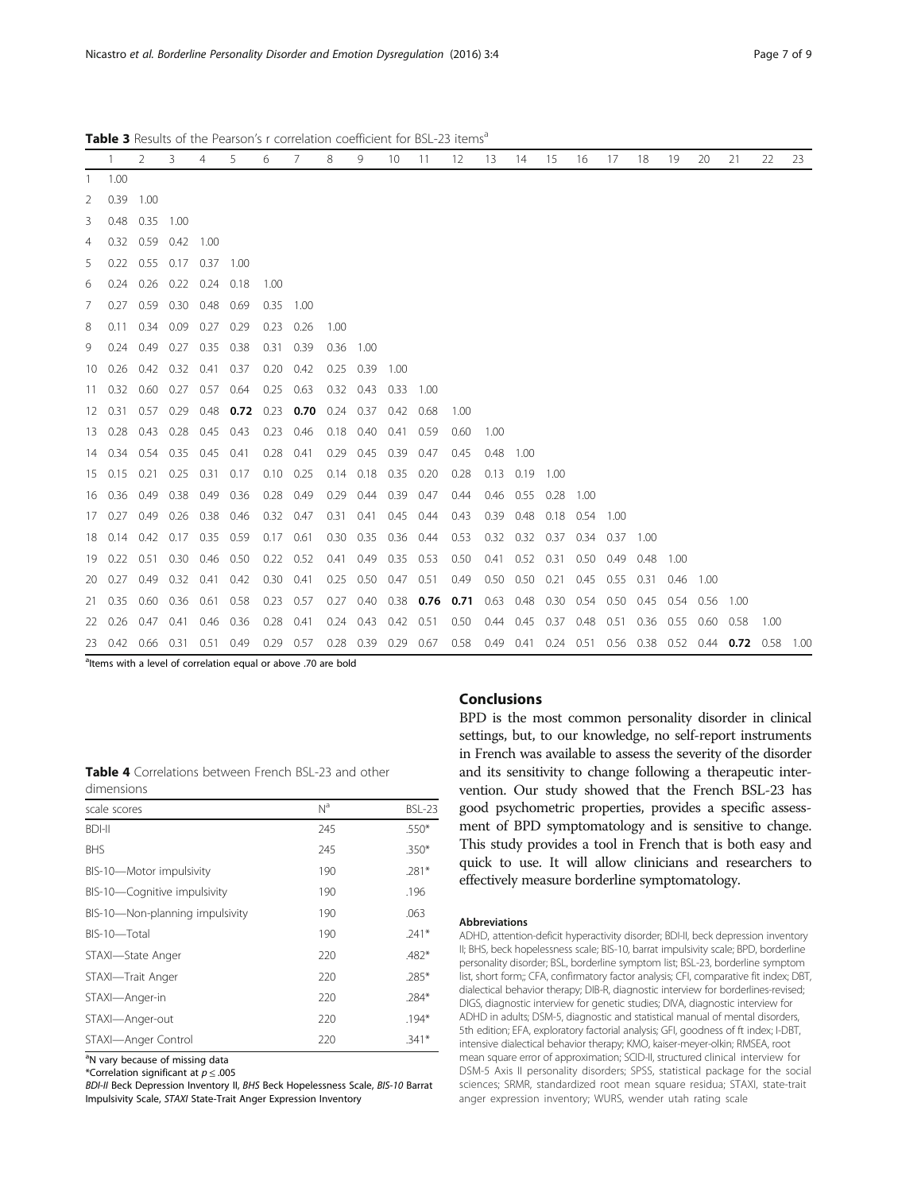**Table 3** Results of the Pearson's r correlation coefficient for BSL-23 items[a]

| | 1 | 2 | 3 | 4 | 5 | 6 | 7 | 8 | 9 | 10 | 11 | 12 | 13 | 14 | 15 | 16 | 17 | 18 | 19 | 20 | 21 | 22 | 23 |
|---|---|---|---|---|---|---|---|---|---|---|---|---|---|---|---|---|---|---|---|---|---|---|---|
| 1 | 1.00 | | | | | | | | | | | | | | | | | | | | | | |
| 2 | 0.39 | 1.00 | | | | | | | | | | | | | | | | | | | | | |
| 3 | 0.48 | 0.35 | 1.00 | | | | | | | | | | | | | | | | | | | | |
| 4 | 0.32 | 0.59 | 0.42 | 1.00 | | | | | | | | | | | | | | | | | | | |
| 5 | 0.22 | 0.55 | 0.17 | 0.37 | 1.00 | | | | | | | | | | | | | | | | | | |
| 6 | 0.24 | 0.26 | 0.22 | 0.24 | 0.18 | 1.00 | | | | | | | | | | | | | | | | | |
| 7 | 0.27 | 0.59 | 0.30 | 0.48 | 0.69 | 0.35 | 1.00 | | | | | | | | | | | | | | | | |
| 8 | 0.11 | 0.34 | 0.09 | 0.27 | 0.29 | 0.23 | 0.26 | 1.00 | | | | | | | | | | | | | | | |
| 9 | 0.24 | 0.49 | 0.27 | 0.35 | 0.38 | 0.31 | 0.39 | 0.36 | 1.00 | | | | | | | | | | | | | | |
| 10 | 0.26 | 0.42 | 0.32 | 0.41 | 0.37 | 0.20 | 0.42 | 0.25 | 0.39 | 1.00 | | | | | | | | | | | | | |
| 11 | 0.32 | 0.60 | 0.27 | 0.57 | 0.64 | 0.25 | 0.63 | 0.32 | 0.43 | 0.33 | 1.00 | | | | | | | | | | | | |
| 12 | 0.31 | 0.57 | 0.29 | 0.48 | **0.72** | 0.23 | **0.70** | 0.24 | 0.37 | 0.42 | 0.68 | 1.00 | | | | | | | | | | | |
| 13 | 0.28 | 0.43 | 0.28 | 0.45 | 0.43 | 0.23 | 0.46 | 0.18 | 0.40 | 0.41 | 0.59 | 0.60 | 1.00 | | | | | | | | | | |
| 14 | 0.34 | 0.54 | 0.35 | 0.45 | 0.41 | 0.28 | 0.41 | 0.29 | 0.45 | 0.39 | 0.47 | 0.45 | 0.48 | 1.00 | | | | | | | | | |
| 15 | 0.15 | 0.21 | 0.25 | 0.31 | 0.17 | 0.10 | 0.25 | 0.14 | 0.18 | 0.35 | 0.20 | 0.28 | 0.13 | 0.19 | 1.00 | | | | | | | | |
| 16 | 0.36 | 0.49 | 0.38 | 0.49 | 0.36 | 0.28 | 0.49 | 0.29 | 0.44 | 0.39 | 0.47 | 0.44 | 0.46 | 0.55 | 0.28 | 1.00 | | | | | | | |
| 17 | 0.27 | 0.49 | 0.26 | 0.38 | 0.46 | 0.32 | 0.47 | 0.31 | 0.41 | 0.45 | 0.44 | 0.43 | 0.39 | 0.48 | 0.18 | 0.54 | 1.00 | | | | | | |
| 18 | 0.14 | 0.42 | 0.17 | 0.35 | 0.59 | 0.17 | 0.61 | 0.30 | 0.35 | 0.36 | 0.44 | 0.53 | 0.32 | 0.32 | 0.37 | 0.34 | 0.37 | 1.00 | | | | | |
| 19 | 0.22 | 0.51 | 0.30 | 0.46 | 0.50 | 0.22 | 0.52 | 0.41 | 0.49 | 0.35 | 0.53 | 0.50 | 0.41 | 0.52 | 0.31 | 0.50 | 0.49 | 0.48 | 1.00 | | | | |
| 20 | 0.27 | 0.49 | 0.32 | 0.41 | 0.42 | 0.30 | 0.41 | 0.25 | 0.50 | 0.47 | 0.51 | 0.49 | 0.50 | 0.50 | 0.21 | 0.45 | 0.55 | 0.31 | 0.46 | 1.00 | | | |
| 21 | 0.35 | 0.60 | 0.36 | 0.61 | 0.58 | 0.23 | 0.57 | 0.27 | 0.40 | 0.38 | **0.76** | **0.71** | 0.63 | 0.48 | 0.30 | 0.54 | 0.50 | 0.45 | 0.54 | 0.56 | 1.00 | | |
| 22 | 0.26 | 0.47 | 0.41 | 0.46 | 0.36 | 0.28 | 0.41 | 0.24 | 0.43 | 0.42 | 0.51 | 0.50 | 0.44 | 0.45 | 0.37 | 0.48 | 0.51 | 0.36 | 0.55 | 0.60 | 0.58 | 1.00 | |
| 23 | 0.42 | 0.66 | 0.31 | 0.51 | 0.49 | 0.29 | 0.57 | 0.28 | 0.39 | 0.29 | 0.67 | 0.58 | 0.49 | 0.41 | 0.24 | 0.51 | 0.56 | 0.38 | 0.52 | 0.44 | **0.72** | 0.58 | 1.00 |

[a]Items with a level of correlation equal or above .70 are bold

**Table 4** Correlations between French BSL-23 and other dimensions

| scale scores | N[a] | BSL-23 |
|---|---|---|
| BDI-II | 245 | .550* |
| BHS | 245 | .350* |
| BIS-10—Motor impulsivity | 190 | .281* |
| BIS-10—Cognitive impulsivity | 190 | .196 |
| BIS-10—Non-planning impulsivity | 190 | .063 |
| BIS-10—Total | 190 | .241* |
| STAXI—State Anger | 220 | .482* |
| STAXI—Trait Anger | 220 | .285* |
| STAXI—Anger-in | 220 | .284* |
| STAXI—Anger-out | 220 | .194* |
| STAXI—Anger Control | 220 | .341* |

[a]N vary because of missing data

*Correlation significant at $p \leq .005$

*BDI-II* Beck Depression Inventory II, *BHS* Beck Hopelessness Scale, *BIS-10* Barrat Impulsivity Scale, *STAXI* State-Trait Anger Expression Inventory

## Conclusions

BPD is the most common personality disorder in clinical settings, but, to our knowledge, no self-report instruments in French was available to assess the severity of the disorder and its sensitivity to change following a therapeutic intervention. Our study showed that the French BSL-23 has good psychometric properties, provides a specific assessment of BPD symptomatology and is sensitive to change. This study provides a tool in French that is both easy and quick to use. It will allow clinicians and researchers to effectively measure borderline symptomatology.

#### Abbreviations

ADHD, attention-deficit hyperactivity disorder; BDI-II, beck depression inventory II; BHS, beck hopelessness scale; BIS-10, barrat impulsivity scale; BPD, borderline personality disorder; BSL, borderline symptom list; BSL-23, borderline symptom list, short form;; CFA, confirmatory factor analysis; CFI, comparative fit index; DBT, dialectical behavior therapy; DIB-R, diagnostic interview for borderlines-revised; DIGS, diagnostic interview for genetic studies; DIVA, diagnostic interview for ADHD in adults; DSM-5, diagnostic and statistical manual of mental disorders, 5th edition; EFA, exploratory factorial analysis; GFI, goodness of ft index; I-DBT, intensive dialectical behavior therapy; KMO, kaiser-meyer-olkin; RMSEA, root mean square error of approximation; SCID-II, structured clinical interview for DSM-5 Axis II personality disorders; SPSS, statistical package for the social sciences; SRMR, standardized root mean square residua; STAXI, state-trait anger expression inventory; WURS, wender utah rating scale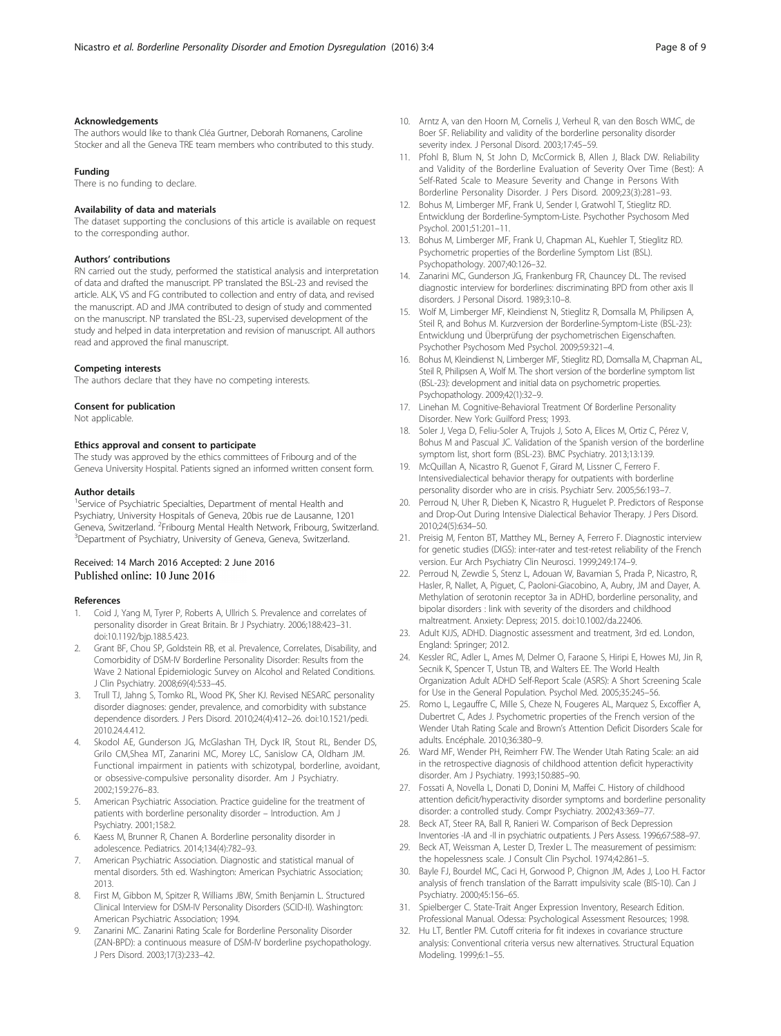#### Acknowledgements

The authors would like to thank Cléa Gurtner, Deborah Romanens, Caroline Stocker and all the Geneva TRE team members who contributed to this study.

#### Funding

There is no funding to declare.

#### Availability of data and materials

The dataset supporting the conclusions of this article is available on request to the corresponding author.

#### Authors' contributions

RN carried out the study, performed the statistical analysis and interpretation of data and drafted the manuscript. PP translated the BSL-23 and revised the article. ALK, VS and FG contributed to collection and entry of data, and revised the manuscript. AD and JMA contributed to design of study and commented on the manuscript. NP translated the BSL-23, supervised development of the study and helped in data interpretation and revision of manuscript. All authors read and approved the final manuscript.

#### Competing interests

The authors declare that they have no competing interests.

#### Consent for publication

Not applicable.

#### Ethics approval and consent to participate

The study was approved by the ethics committees of Fribourg and of the Geneva University Hospital. Patients signed an informed written consent form.

#### Author details

[1]Service of Psychiatric Specialties, Department of mental Health and Psychiatry, University Hospitals of Geneva, 20bis rue de Lausanne, 1201 Geneva, Switzerland. [2]Fribourg Mental Health Network, Fribourg, Switzerland. [3]Department of Psychiatry, University of Geneva, Geneva, Switzerland.

Received: 14 March 2016 Accepted: 2 June 2016
Published online: 10 June 2016

#### References

1. Coid J, Yang M, Tyrer P, Roberts A, Ullrich S. Prevalence and correlates of personality disorder in Great Britain. Br J Psychiatry. 2006;188:423–31. doi:10.1192/bjp.188.5.423.
2. Grant BF, Chou SP, Goldstein RB, et al. Prevalence, Correlates, Disability, and Comorbidity of DSM-IV Borderline Personality Disorder: Results from the Wave 2 National Epidemiologic Survey on Alcohol and Related Conditions. J Clin Psychiatry. 2008;69(4):533–45.
3. Trull TJ, Jahng S, Tomko RL, Wood PK, Sher KJ. Revised NESARC personality disorder diagnoses: gender, prevalence, and comorbidity with substance dependence disorders. J Pers Disord. 2010;24(4):412–26. doi:10.1521/pedi.2010.24.4.412.
4. Skodol AE, Gunderson JG, McGlashan TH, Dyck IR, Stout RL, Bender DS, Grilo CM,Shea MT, Zanarini MC, Morey LC, Sanislow CA, Oldham JM. Functional impairment in patients with schizotypal, borderline, avoidant, or obsessive-compulsive personality disorder. Am J Psychiatry. 2002;159:276–83.
5. American Psychiatric Association. Practice guideline for the treatment of patients with borderline personality disorder – Introduction. Am J Psychiatry. 2001;158:2.
6. Kaess M, Brunner R, Chanen A. Borderline personality disorder in adolescence. Pediatrics. 2014;134(4):782–93.
7. American Psychiatric Association. Diagnostic and statistical manual of mental disorders. 5th ed. Washington: American Psychiatric Association; 2013.
8. First M, Gibbon M, Spitzer R, Williams JBW, Smith Benjamin L. Structured Clinical Interview for DSM-IV Personality Disorders (SCID-II). Washington: American Psychiatric Association; 1994.
9. Zanarini MC. Zanarini Rating Scale for Borderline Personality Disorder (ZAN-BPD): a continuous measure of DSM-IV borderline psychopathology. J Pers Disord. 2003;17(3):233–42.
10. Arntz A, van den Hoorn M, Cornelis J, Verheul R, van den Bosch WMC, de Boer SF. Reliability and validity of the borderline personality disorder severity index. J Personal Disord. 2003;17:45–59.
11. Pfohl B, Blum N, St John D, McCormick B, Allen J, Black DW. Reliability and Validity of the Borderline Evaluation of Severity Over Time (Best): A Self-Rated Scale to Measure Severity and Change in Persons With Borderline Personality Disorder. J Pers Disord. 2009;23(3):281–93.
12. Bohus M, Limberger MF, Frank U, Sender I, Gratwohl T, Stieglitz RD. Entwicklung der Borderline-Symptom-Liste. Psychother Psychosom Med Psychol. 2001;51:201–11.
13. Bohus M, Limberger MF, Frank U, Chapman AL, Kuehler T, Stieglitz RD. Psychometric properties of the Borderline Symptom List (BSL). Psychopathology. 2007;40:126–32.
14. Zanarini MC, Gunderson JG, Frankenburg FR, Chauncey DL. The revised diagnostic interview for borderlines: discriminating BPD from other axis II disorders. J Personal Disord. 1989;3:10–8.
15. Wolf M, Limberger MF, Kleindienst N, Stieglitz R, Domsalla M, Philipsen A, Steil R, and Bohus M. Kurzversion der Borderline-Symptom-Liste (BSL-23): Entwicklung und Überprüfung der psychometrischen Eigenschaften. Psychother Psychosom Med Psychol. 2009;59:321–4.
16. Bohus M, Kleindienst N, Limberger MF, Stieglitz RD, Domsalla M, Chapman AL, Steil R, Philipsen A, Wolf M. The short version of the borderline symptom list (BSL-23): development and initial data on psychometric properties. Psychopathology. 2009;42(1):32–9.
17. Linehan M. Cognitive-Behavioral Treatment Of Borderline Personality Disorder. New York: Guilford Press; 1993.
18. Soler J, Vega D, Feliu-Soler A, Trujols J, Soto A, Elices M, Ortiz C, Pérez V, Bohus M and Pascual JC. Validation of the Spanish version of the borderline symptom list, short form (BSL-23). BMC Psychiatry. 2013;13:139.
19. McQuillan A, Nicastro R, Guenot F, Girard M, Lissner C, Ferrero F. Intensivedialectical behavior therapy for outpatients with borderline personality disorder who are in crisis. Psychiatr Serv. 2005;56:193–7.
20. Perroud N, Uher R, Dieben K, Nicastro R, Huguelet P. Predictors of Response and Drop-Out During Intensive Dialectical Behavior Therapy. J Pers Disord. 2010;24(5):634–50.
21. Preisig M, Fenton BT, Matthey ML, Berney A, Ferrero F. Diagnostic interview for genetic studies (DIGS): inter-rater and test-retest reliability of the French version. Eur Arch Psychiatry Clin Neurosci. 1999;249:174–9.
22. Perroud N, Zewdie S, Stenz L, Adouan W, Bavamian S, Prada P, Nicastro, R, Hasler, R, Nallet, A, Piguet, C, Paoloni-Giacobino, A, Aubry, JM and Dayer, A. Methylation of serotonin receptor 3a in ADHD, borderline personality, and bipolar disorders : link with severity of the disorders and childhood maltreatment. Anxiety: Depress; 2015. doi:10.1002/da.22406.
23. Adult KJS, ADHD. Diagnostic assessment and treatment, 3rd ed. London, England: Springer; 2012.
24. Kessler RC, Adler L, Ames M, Delmer O, Faraone S, Hiripi E, Howes MJ, Jin R, Secnik K, Spencer T, Ustun TB, and Walters EE. The World Health Organization Adult ADHD Self-Report Scale (ASRS): A Short Screening Scale for Use in the General Population. Psychol Med. 2005;35:245–56.
25. Romo L, Legauffre C, Mille S, Cheze N, Fougeres AL, Marquez S, Excoffier A, Dubertret C, Ades J. Psychometric properties of the French version of the Wender Utah Rating Scale and Brown's Attention Deficit Disorders Scale for adults. Encéphale. 2010;36:380–9.
26. Ward MF, Wender PH, Reimherr FW. The Wender Utah Rating Scale: an aid in the retrospective diagnosis of childhood attention deficit hyperactivity disorder. Am J Psychiatry. 1993;150:885–90.
27. Fossati A, Novella L, Donati D, Donini M, Maffei C. History of childhood attention deficit/hyperactivity disorder symptoms and borderline personality disorder: a controlled study. Compr Psychiatry. 2002;43:369–77.
28. Beck AT, Steer RA, Ball R, Ranieri W. Comparison of Beck Depression Inventories -IA and -II in psychiatric outpatients. J Pers Assess. 1996;67:588–97.
29. Beck AT, Weissman A, Lester D, Trexler L. The measurement of pessimism: the hopelessness scale. J Consult Clin Psychol. 1974;42:861–5.
30. Bayle FJ, Bourdel MC, Caci H, Gorwood P, Chignon JM, Ades J, Loo H. Factor analysis of french translation of the Barratt impulsivity scale (BIS-10). Can J Psychiatry. 2000;45:156–65.
31. Spielberger C. State-Trait Anger Expression Inventory, Research Edition. Professional Manual. Odessa: Psychological Assessment Resources; 1998.
32. Hu LT, Bentler PM. Cutoff criteria for fit indexes in covariance structure analysis: Conventional criteria versus new alternatives. Structural Equation Modeling. 1999;6:1–55.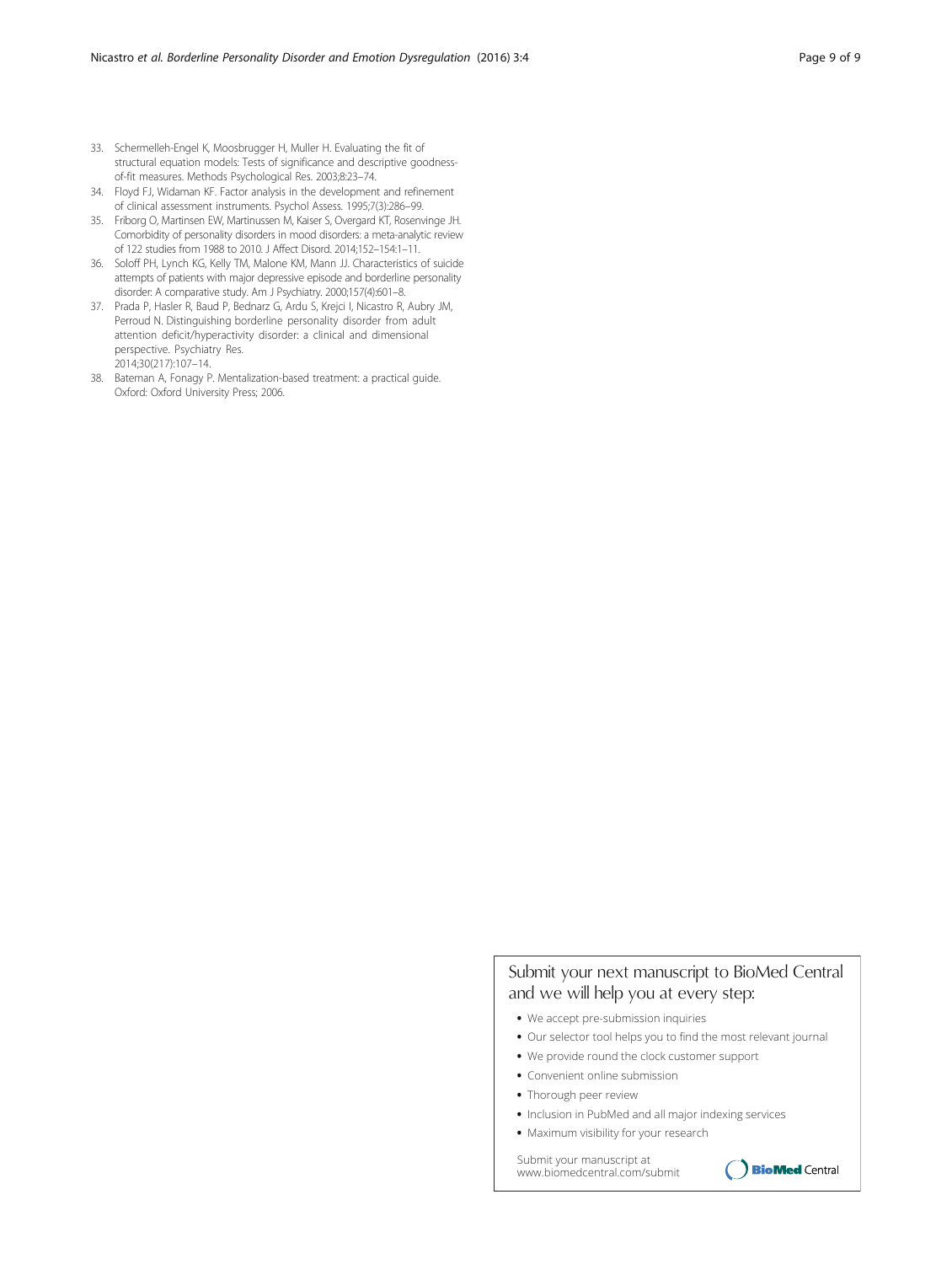33. Schermelleh-Engel K, Moosbrugger H, Muller H. Evaluating the fit of structural equation models: Tests of significance and descriptive goodness-of-fit measures. Methods Psychological Res. 2003;8:23–74.
34. Floyd FJ, Widaman KF. Factor analysis in the development and refinement of clinical assessment instruments. Psychol Assess. 1995;7(3):286–99.
35. Friborg O, Martinsen EW, Martinussen M, Kaiser S, Overgard KT, Rosenvinge JH. Comorbidity of personality disorders in mood disorders: a meta-analytic review of 122 studies from 1988 to 2010. J Affect Disord. 2014;152–154:1–11.
36. Soloff PH, Lynch KG, Kelly TM, Malone KM, Mann JJ. Characteristics of suicide attempts of patients with major depressive episode and borderline personality disorder: A comparative study. Am J Psychiatry. 2000;157(4):601–8.
37. Prada P, Hasler R, Baud P, Bednarz G, Ardu S, Krejci I, Nicastro R, Aubry JM, Perroud N. Distinguishing borderline personality disorder from adult attention deficit/hyperactivity disorder: a clinical and dimensional perspective. Psychiatry Res. 2014;30(217):107–14.
38. Bateman A, Fonagy P. Mentalization-based treatment: a practical guide. Oxford: Oxford University Press; 2006.

Submit your next manuscript to BioMed Central and we will help you at every step:

- We accept pre-submission inquiries
- Our selector tool helps you to find the most relevant journal
- We provide round the clock customer support
- Convenient online submission
- Thorough peer review
- Inclusion in PubMed and all major indexing services
- Maximum visibility for your research

Submit your manuscript at www.biomedcentral.com/submit

BioMed Central